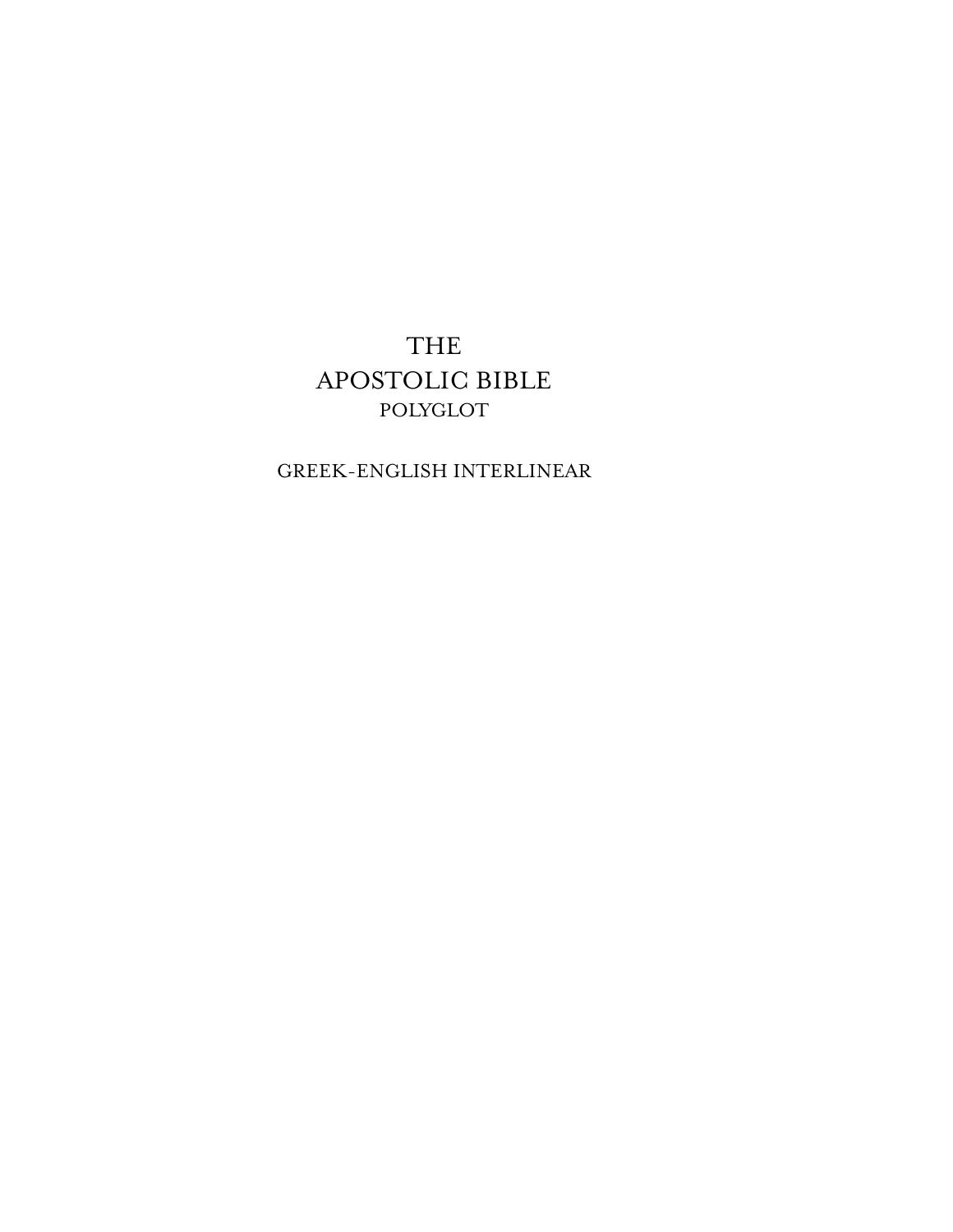# THE
# APOSTOLIC BIBLE
## POLYGLOT

GREEK-ENGLISH INTERLINEAR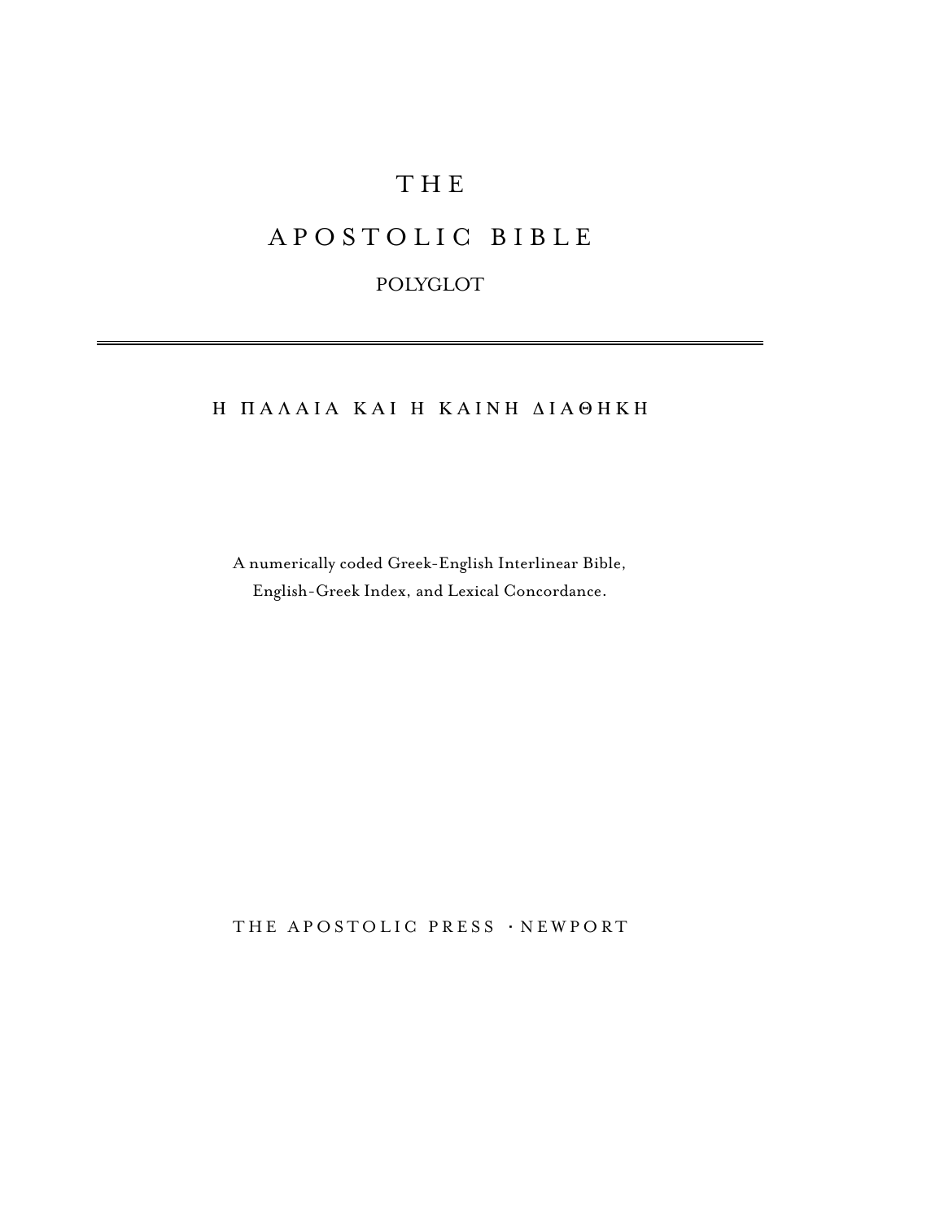# THE

# APOSTOLIC BIBLE

## POLYGLOT

---

### Η ΠΑΛΑΙΑ ΚΑΙ Η ΚΑΙΝΗ ΔΙΑΘΗΚΗ

A numerically coded Greek-English Interlinear Bible,
English-Greek Index, and Lexical Concordance.

THE APOSTOLIC PRESS · NEWPORT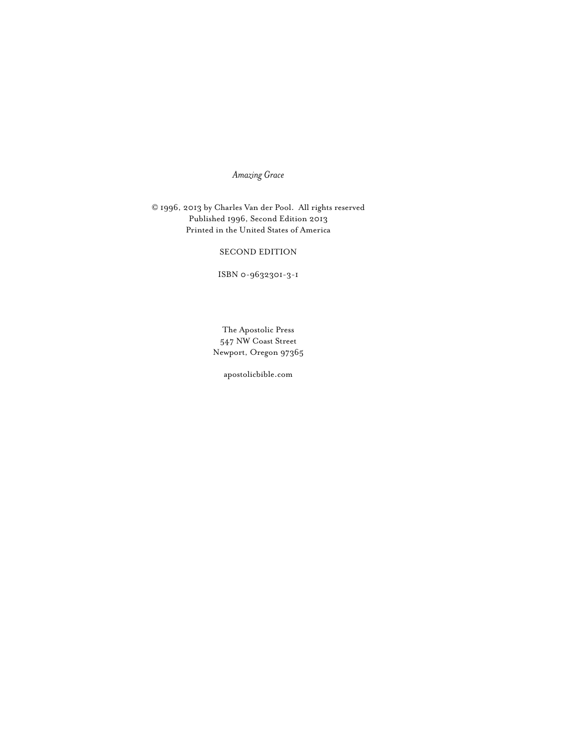*Amazing Grace*

© 1996, 2013 by Charles Van der Pool. All rights reserved
Published 1996, Second Edition 2013
Printed in the United States of America

SECOND EDITION

ISBN 0-9632301-3-1

The Apostolic Press
547 NW Coast Street
Newport, Oregon 97365

apostolicbible.com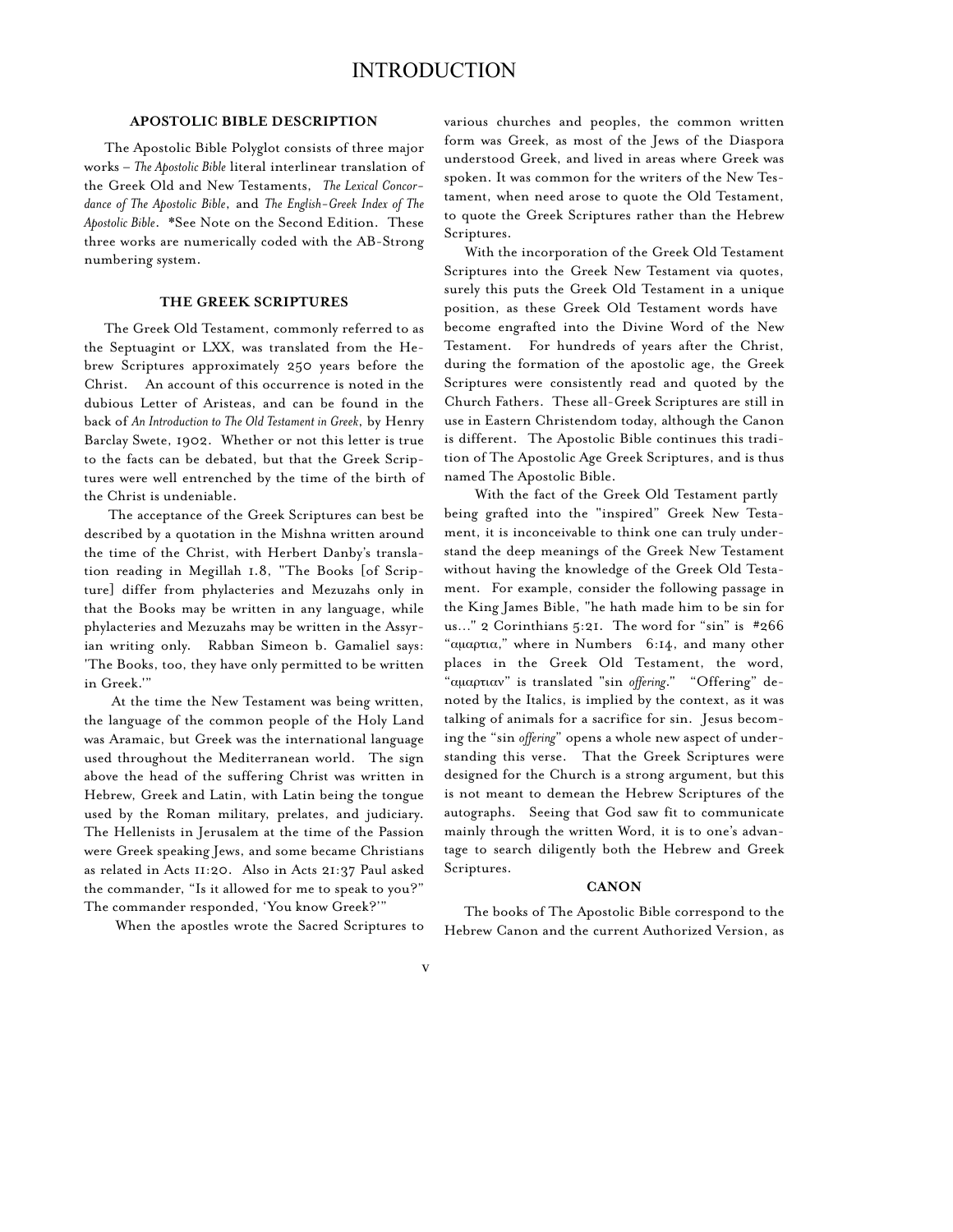# INTRODUCTION

### APOSTOLIC BIBLE DESCRIPTION

The Apostolic Bible Polyglot consists of three major works – *The Apostolic Bible* literal interlinear translation of the Greek Old and New Testaments, *The Lexical Concordance of The Apostolic Bible*, and *The English-Greek Index of The Apostolic Bible*. *See Note on the Second Edition. These three works are numerically coded with the AB-Strong numbering system.

### THE GREEK SCRIPTURES

The Greek Old Testament, commonly referred to as the Septuagint or LXX, was translated from the Hebrew Scriptures approximately 250 years before the Christ. An account of this occurrence is noted in the dubious Letter of Aristeas, and can be found in the back of *An Introduction to The Old Testament in Greek*, by Henry Barclay Swete, 1902. Whether or not this letter is true to the facts can be debated, but that the Greek Scriptures were well entrenched by the time of the birth of the Christ is undeniable.

The acceptance of the Greek Scriptures can best be described by a quotation in the Mishna written around the time of the Christ, with Herbert Danby's translation reading in Megillah 1.8, "The Books [of Scripture] differ from phylacteries and Mezuzahs only in that the Books may be written in any language, while phylacteries and Mezuzahs may be written in the Assyrian writing only. Rabban Simeon b. Gamaliel says: 'The Books, too, they have only permitted to be written in Greek.'"

At the time the New Testament was being written, the language of the common people of the Holy Land was Aramaic, but Greek was the international language used throughout the Mediterranean world. The sign above the head of the suffering Christ was written in Hebrew, Greek and Latin, with Latin being the tongue used by the Roman military, prelates, and judiciary. The Hellenists in Jerusalem at the time of the Passion were Greek speaking Jews, and some became Christians as related in Acts 11:20. Also in Acts 21:37 Paul asked the commander, "Is it allowed for me to speak to you?" The commander responded, 'You know Greek?'"

When the apostles wrote the Sacred Scriptures to various churches and peoples, the common written form was Greek, as most of the Jews of the Diaspora understood Greek, and lived in areas where Greek was spoken. It was common for the writers of the New Testament, when need arose to quote the Old Testament, to quote the Greek Scriptures rather than the Hebrew Scriptures.

With the incorporation of the Greek Old Testament Scriptures into the Greek New Testament via quotes, surely this puts the Greek Old Testament in a unique position, as these Greek Old Testament words have become engrafted into the Divine Word of the New Testament. For hundreds of years after the Christ, during the formation of the apostolic age, the Greek Scriptures were consistently read and quoted by the Church Fathers. These all-Greek Scriptures are still in use in Eastern Christendom today, although the Canon is different. The Apostolic Bible continues this tradition of The Apostolic Age Greek Scriptures, and is thus named The Apostolic Bible.

With the fact of the Greek Old Testament partly being grafted into the "inspired" Greek New Testament, it is inconceivable to think one can truly understand the deep meanings of the Greek New Testament without having the knowledge of the Greek Old Testament. For example, consider the following passage in the King James Bible, "he hath made him to be sin for us..." 2 Corinthians 5:21. The word for "sin" is #266 "αμαρτια," where in Numbers 6:14, and many other places in the Greek Old Testament, the word, "αμαρτιαν" is translated "sin *offering*." "Offering" denoted by the Italics, is implied by the context, as it was talking of animals for a sacrifice for sin. Jesus becoming the "sin *offering*" opens a whole new aspect of understanding this verse. That the Greek Scriptures were designed for the Church is a strong argument, but this is not meant to demean the Hebrew Scriptures of the autographs. Seeing that God saw fit to communicate mainly through the written Word, it is to one's advantage to search diligently both the Hebrew and Greek Scriptures.

### CANON

The books of The Apostolic Bible correspond to the Hebrew Canon and the current Authorized Version, as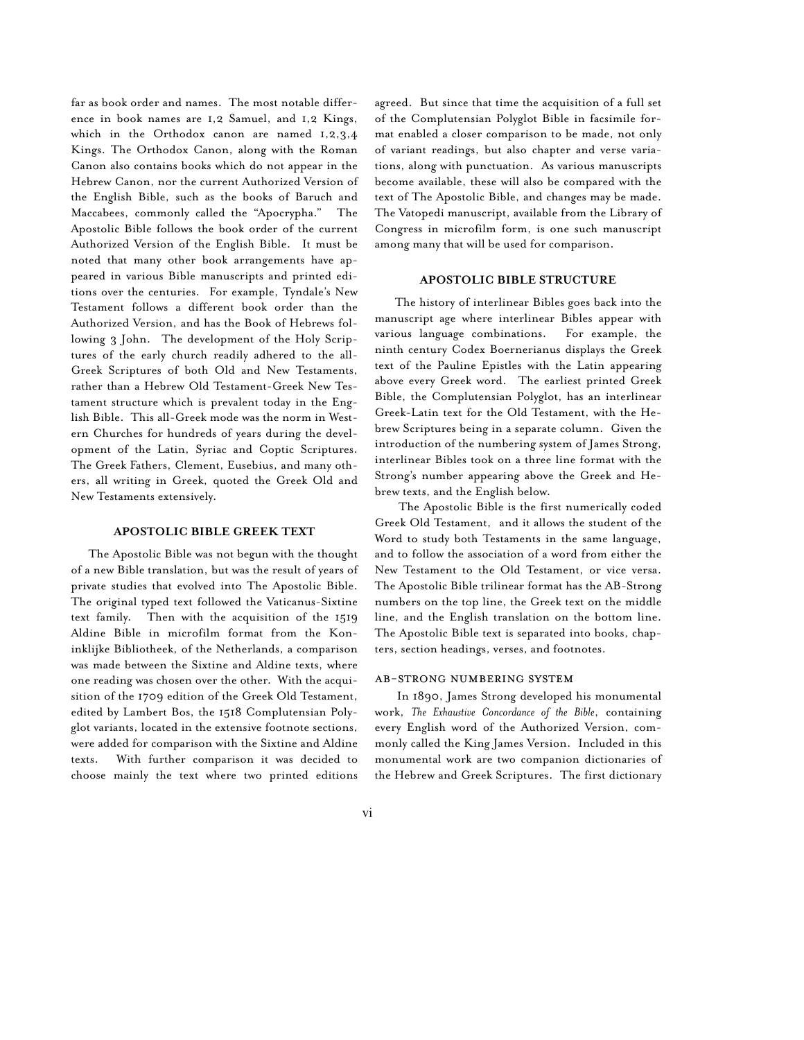far as book order and names. The most notable difference in book names are 1,2 Samuel, and 1,2 Kings, which in the Orthodox canon are named 1,2,3,4 Kings. The Orthodox Canon, along with the Roman Canon also contains books which do not appear in the Hebrew Canon, nor the current Authorized Version of the English Bible, such as the books of Baruch and Maccabees, commonly called the "Apocrypha." The Apostolic Bible follows the book order of the current Authorized Version of the English Bible. It must be noted that many other book arrangements have appeared in various Bible manuscripts and printed editions over the centuries. For example, Tyndale's New Testament follows a different book order than the Authorized Version, and has the Book of Hebrews following 3 John. The development of the Holy Scriptures of the early church readily adhered to the all-Greek Scriptures of both Old and New Testaments, rather than a Hebrew Old Testament-Greek New Testament structure which is prevalent today in the English Bible. This all-Greek mode was the norm in Western Churches for hundreds of years during the development of the Latin, Syriac and Coptic Scriptures. The Greek Fathers, Clement, Eusebius, and many others, all writing in Greek, quoted the Greek Old and New Testaments extensively.

## APOSTOLIC BIBLE GREEK TEXT

The Apostolic Bible was not begun with the thought of a new Bible translation, but was the result of years of private studies that evolved into The Apostolic Bible. The original typed text followed the Vaticanus-Sixtine text family. Then with the acquisition of the 1519 Aldine Bible in microfilm format from the Koninklijke Bibliotheek, of the Netherlands, a comparison was made between the Sixtine and Aldine texts, where one reading was chosen over the other. With the acquisition of the 1709 edition of the Greek Old Testament, edited by Lambert Bos, the 1518 Complutensian Polyglot variants, located in the extensive footnote sections, were added for comparison with the Sixtine and Aldine texts. With further comparison it was decided to choose mainly the text where two printed editions agreed. But since that time the acquisition of a full set of the Complutensian Polyglot Bible in facsimile format enabled a closer comparison to be made, not only of variant readings, but also chapter and verse variations, along with punctuation. As various manuscripts become available, these will also be compared with the text of The Apostolic Bible, and changes may be made. The Vatopedi manuscript, available from the Library of Congress in microfilm form, is one such manuscript among many that will be used for comparison.

## APOSTOLIC BIBLE STRUCTURE

The history of interlinear Bibles goes back into the manuscript age where interlinear Bibles appear with various language combinations. For example, the ninth century Codex Boernerianus displays the Greek text of the Pauline Epistles with the Latin appearing above every Greek word. The earliest printed Greek Bible, the Complutensian Polyglot, has an interlinear Greek-Latin text for the Old Testament, with the Hebrew Scriptures being in a separate column. Given the introduction of the numbering system of James Strong, interlinear Bibles took on a three line format with the Strong's number appearing above the Greek and Hebrew texts, and the English below.

The Apostolic Bible is the first numerically coded Greek Old Testament, and it allows the student of the Word to study both Testaments in the same language, and to follow the association of a word from either the New Testament to the Old Testament, or vice versa. The Apostolic Bible trilinear format has the AB-Strong numbers on the top line, the Greek text on the middle line, and the English translation on the bottom line. The Apostolic Bible text is separated into books, chapters, section headings, verses, and footnotes.

### AB-STRONG NUMBERING SYSTEM

In 1890, James Strong developed his monumental work, *The Exhaustive Concordance of the Bible*, containing every English word of the Authorized Version, commonly called the King James Version. Included in this monumental work are two companion dictionaries of the Hebrew and Greek Scriptures. The first dictionary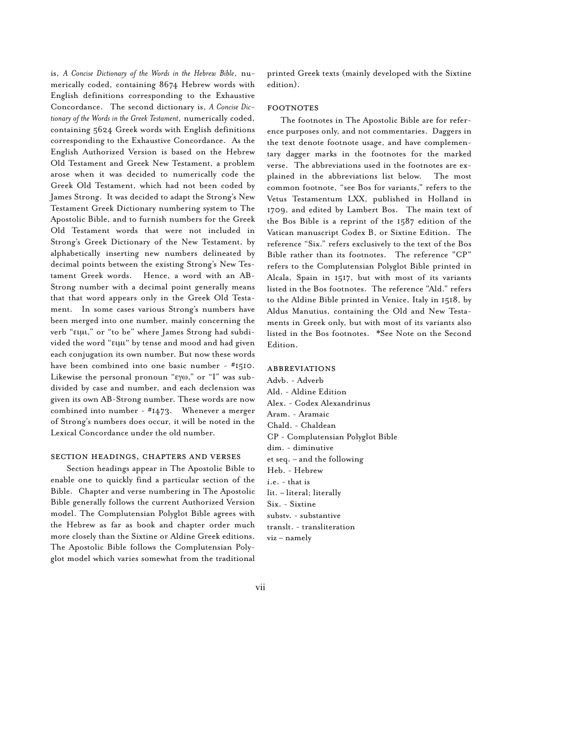is, *A Concise Dictionary of the Words in the Hebrew Bible*, numerically coded, containing 8674 Hebrew words with English definitions corresponding to the Exhaustive Concordance. The second dictionary is, *A Concise Dictionary of the Words in the Greek Testament*, numerically coded, containing 5624 Greek words with English definitions corresponding to the Exhaustive Concordance. As the English Authorized Version is based on the Hebrew Old Testament and Greek New Testament, a problem arose when it was decided to numerically code the Greek Old Testament, which had not been coded by James Strong. It was decided to adapt the Strong's New Testament Greek Dictionary numbering system to The Apostolic Bible, and to furnish numbers for the Greek Old Testament words that were not included in Strong's Greek Dictionary of the New Testament, by alphabetically inserting new numbers delineated by decimal points between the existing Strong's New Testament Greek words. Hence, a word with an AB-Strong number with a decimal point generally means that that word appears only in the Greek Old Testament. In some cases various Strong's numbers have been merged into one number, mainly concerning the verb "ειμι," or "to be" where James Strong had subdivided the word "ειμι" by tense and mood and had given each conjugation its own number. But now these words have been combined into one basic number - #1510. Likewise the personal pronoun "εγω," or "I" was subdivided by case and number, and each declension was given its own AB-Strong number. These words are now combined into number - #1473. Whenever a merger of Strong's numbers does occur, it will be noted in the Lexical Concordance under the old number.

## SECTION HEADINGS, CHAPTERS AND VERSES

Section headings appear in The Apostolic Bible to enable one to quickly find a particular section of the Bible. Chapter and verse numbering in The Apostolic Bible generally follows the current Authorized Version model. The Complutensian Polyglot Bible agrees with the Hebrew as far as book and chapter order much more closely than the Sixtine or Aldine Greek editions. The Apostolic Bible follows the Complutensian Polyglot model which varies somewhat from the traditional printed Greek texts (mainly developed with the Sixtine edition).

## FOOTNOTES

The footnotes in The Apostolic Bible are for reference purposes only, and not commentaries. Daggers in the text denote footnote usage, and have complementary dagger marks in the footnotes for the marked verse. The abbreviations used in the footnotes are explained in the abbreviations list below. The most common footnote, "see Bos for variants," refers to the Vetus Testamentum LXX, published in Holland in 1709, and edited by Lambert Bos. The main text of the Bos Bible is a reprint of the 1587 edition of the Vatican manuscript Codex B, or Sixtine Edition. The reference "Six." refers exclusively to the text of the Bos Bible rather than its footnotes. The reference "CP" refers to the Complutensian Polyglot Bible printed in Alcala, Spain in 1517, but with most of its variants listed in the Bos footnotes. The reference "Ald." refers to the Aldine Bible printed in Venice, Italy in 1518, by Aldus Manutius, containing the Old and New Testaments in Greek only, but with most of its variants also listed in the Bos footnotes. *See Note on the Second Edition.

## ABBREVIATIONS

Advb. - Adverb  
Ald. - Aldine Edition  
Alex. - Codex Alexandrinus  
Aram. - Aramaic  
Chald. - Chaldean  
CP - Complutensian Polyglot Bible  
dim. - diminutive  
et seq. – and the following  
Heb. - Hebrew  
i.e. - that is  
lit. – literal; literally  
Six. - Sixtine  
substv. - substantive  
translt. - transliteration  
viz – namely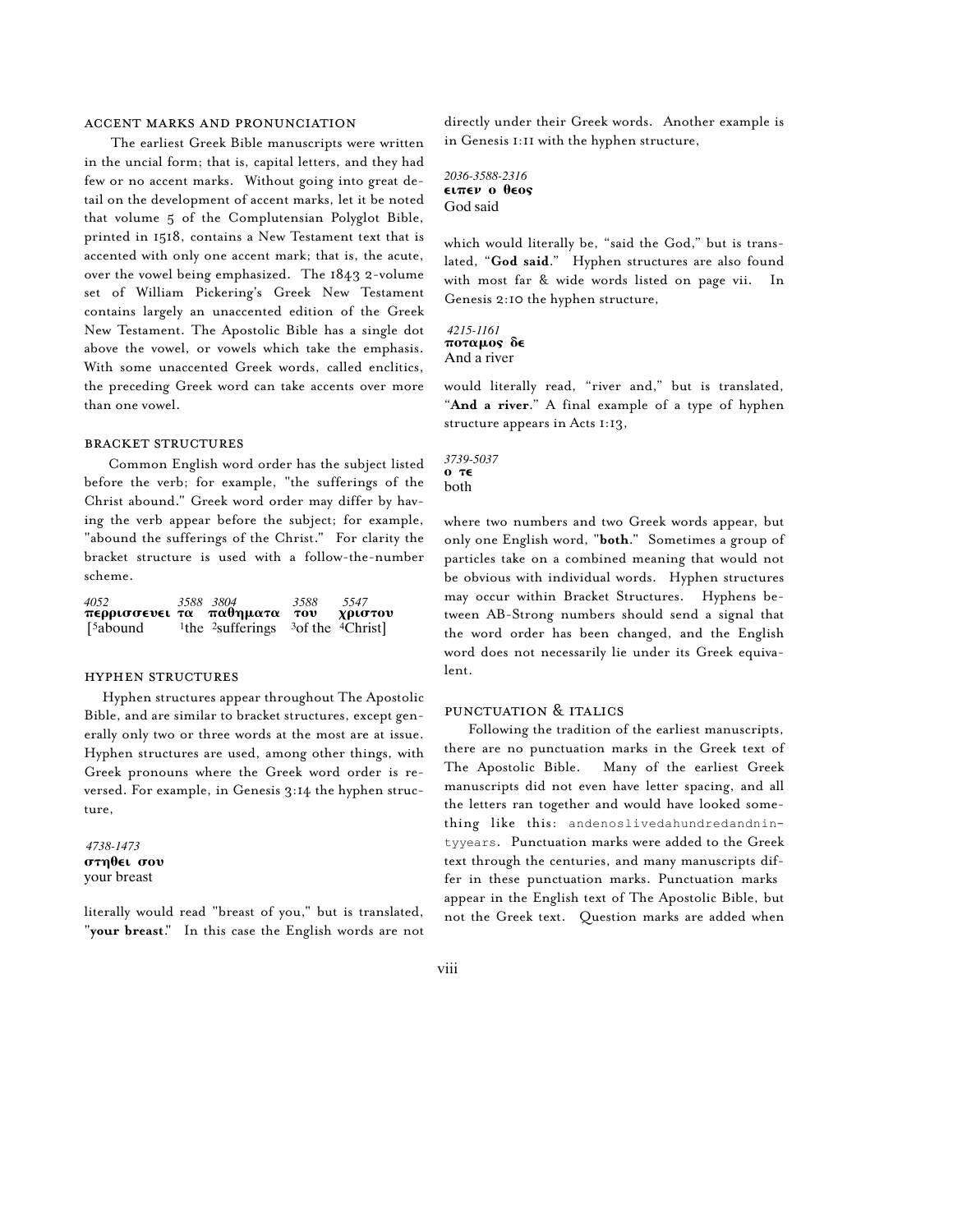### ACCENT MARKS AND PRONUNCIATION

The earliest Greek Bible manuscripts were written in the uncial form; that is, capital letters, and they had few or no accent marks. Without going into great detail on the development of accent marks, let it be noted that volume 5 of the Complutensian Polyglot Bible, printed in 1518, contains a New Testament text that is accented with only one accent mark; that is, the acute, over the vowel being emphasized. The 1843 2-volume set of William Pickering's Greek New Testament contains largely an unaccented edition of the Greek New Testament. The Apostolic Bible has a single dot above the vowel, or vowels which take the emphasis. With some unaccented Greek words, called enclitics, the preceding Greek word can take accents over more than one vowel.

### BRACKET STRUCTURES

Common English word order has the subject listed before the verb; for example, "the sufferings of the Christ abound." Greek word order may differ by having the verb appear before the subject; for example, "abound the sufferings of the Christ." For clarity the bracket structure is used with a follow-the-number scheme.

| 4052 | 3588 | 3804 | 3588 | 5547 |
|---|---|---|---|---|
| περρισσευει | τα | παθηματα | του | χριστου |
| [5abound | 1the | 2sufferings | 3of the | 4Christ] |

### HYPHEN STRUCTURES

Hyphen structures appear throughout The Apostolic Bible, and are similar to bracket structures, except generally only two or three words at the most are at issue. Hyphen structures are used, among other things, with Greek pronouns where the Greek word order is reversed. For example, in Genesis 3:14 the hyphen structure,

4738-1473
στηθει σου
your breast

literally would read "breast of you," but is translated, "**your breast**." In this case the English words are not directly under their Greek words. Another example is in Genesis 1:11 with the hyphen structure,

2036-3588-2316
ειπεν ο θεος
God said

which would literally be, "said the God," but is translated, "**God said**." Hyphen structures are also found with most far & wide words listed on page vii. In Genesis 2:10 the hyphen structure,

4215-1161
ποταμος δε
And a river

would literally read, "river and," but is translated, "**And a river**." A final example of a type of hyphen structure appears in Acts 1:13,

3739-5037
ο τε
both

where two numbers and two Greek words appear, but only one English word, "**both**." Sometimes a group of particles take on a combined meaning that would not be obvious with individual words. Hyphen structures may occur within Bracket Structures. Hyphens between AB-Strong numbers should send a signal that the word order has been changed, and the English word does not necessarily lie under its Greek equivalent.

### PUNCTUATION & ITALICS

Following the tradition of the earliest manuscripts, there are no punctuation marks in the Greek text of The Apostolic Bible. Many of the earliest Greek manuscripts did not even have letter spacing, and all the letters ran together and would have looked something like this: andenoslivedahundredandnintyyears. Punctuation marks were added to the Greek text through the centuries, and many manuscripts differ in these punctuation marks. Punctuation marks appear in the English text of The Apostolic Bible, but not the Greek text. Question marks are added when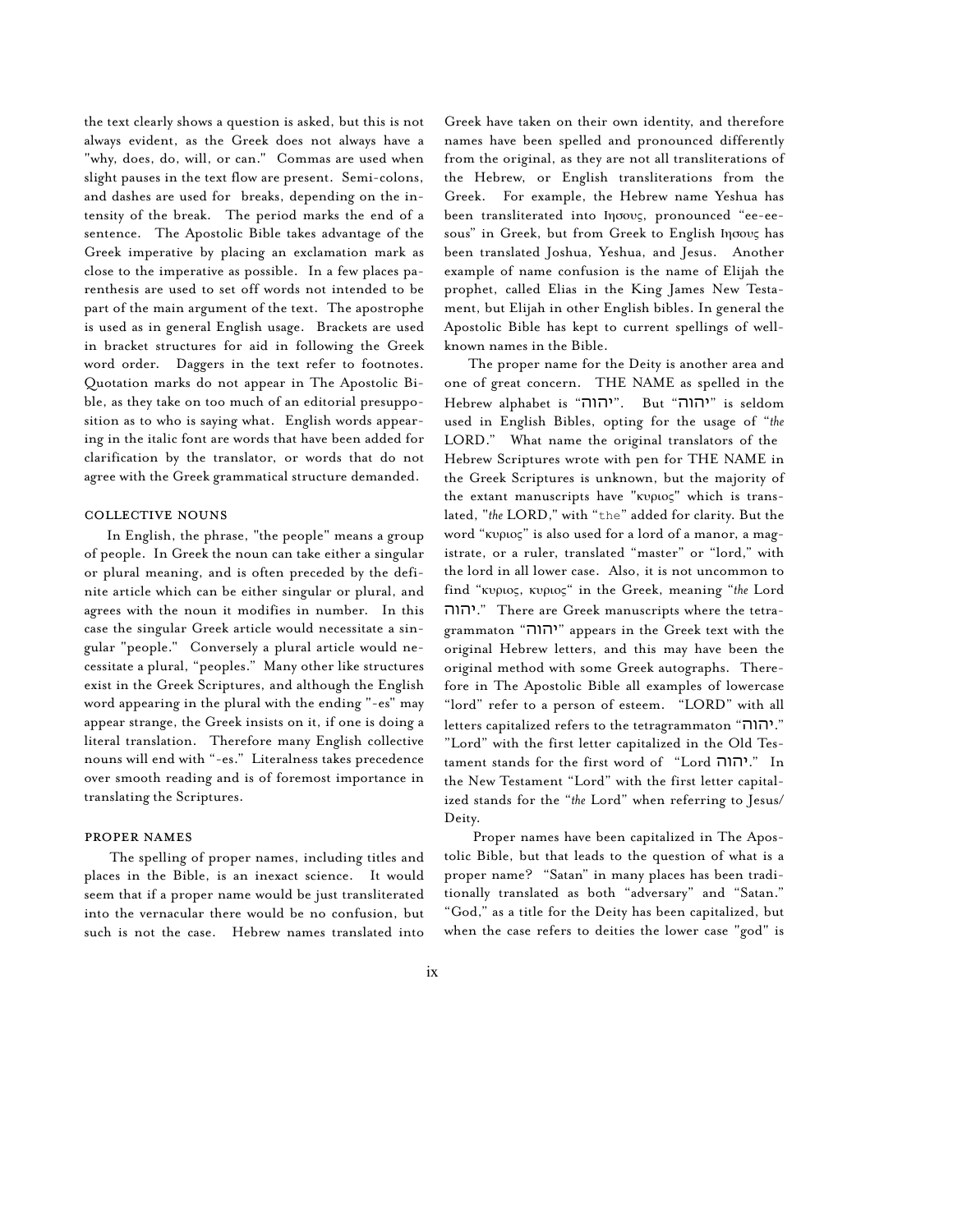the text clearly shows a question is asked, but this is not always evident, as the Greek does not always have a "why, does, do, will, or can." Commas are used when slight pauses in the text flow are present. Semi-colons, and dashes are used for breaks, depending on the intensity of the break. The period marks the end of a sentence. The Apostolic Bible takes advantage of the Greek imperative by placing an exclamation mark as close to the imperative as possible. In a few places parenthesis are used to set off words not intended to be part of the main argument of the text. The apostrophe is used as in general English usage. Brackets are used in bracket structures for aid in following the Greek word order. Daggers in the text refer to footnotes. Quotation marks do not appear in The Apostolic Bible, as they take on too much of an editorial presupposition as to who is saying what. English words appearing in the italic font are words that have been added for clarification by the translator, or words that do not agree with the Greek grammatical structure demanded.

### COLLECTIVE NOUNS

In English, the phrase, "the people" means a group of people. In Greek the noun can take either a singular or plural meaning, and is often preceded by the definite article which can be either singular or plural, and agrees with the noun it modifies in number. In this case the singular Greek article would necessitate a singular "people." Conversely a plural article would necessitate a plural, "peoples." Many other like structures exist in the Greek Scriptures, and although the English word appearing in the plural with the ending "-es" may appear strange, the Greek insists on it, if one is doing a literal translation. Therefore many English collective nouns will end with "-es." Literalness takes precedence over smooth reading and is of foremost importance in translating the Scriptures.

### PROPER NAMES

The spelling of proper names, including titles and places in the Bible, is an inexact science. It would seem that if a proper name would be just transliterated into the vernacular there would be no confusion, but such is not the case. Hebrew names translated into Greek have taken on their own identity, and therefore names have been spelled and pronounced differently from the original, as they are not all transliterations of the Hebrew, or English transliterations from the Greek. For example, the Hebrew name Yeshua has been transliterated into Iησους, pronounced "ee-ee-sous" in Greek, but from Greek to English Iησους has been translated Joshua, Yeshua, and Jesus. Another example of name confusion is the name of Elijah the prophet, called Elias in the King James New Testament, but Elijah in other English bibles. In general the Apostolic Bible has kept to current spellings of well-known names in the Bible.

The proper name for the Deity is another area and one of great concern. THE NAME as spelled in the Hebrew alphabet is "יהוה". But "יהוה" is seldom used in English Bibles, opting for the usage of "*the* LORD." What name the original translators of the Hebrew Scriptures wrote with pen for THE NAME in the Greek Scriptures is unknown, but the majority of the extant manuscripts have "κυριος" which is translated, "*the* LORD," with "the" added for clarity. But the word "κυριος" is also used for a lord of a manor, a magistrate, or a ruler, translated "master" or "lord," with the lord in all lower case. Also, it is not uncommon to find "κυριος, κυριος" in the Greek, meaning "*the* Lord יהוה." There are Greek manuscripts where the tetragrammaton "יהוה" appears in the Greek text with the original Hebrew letters, and this may have been the original method with some Greek autographs. Therefore in The Apostolic Bible all examples of lowercase "lord" refer to a person of esteem. "LORD" with all letters capitalized refers to the tetragrammaton "יהוה." "Lord" with the first letter capitalized in the Old Testament stands for the first word of "Lord יהוה." In the New Testament "Lord" with the first letter capitalized stands for the "*the* Lord" when referring to Jesus/Deity.

Proper names have been capitalized in The Apostolic Bible, but that leads to the question of what is a proper name? "Satan" in many places has been traditionally translated as both "adversary" and "Satan." "God," as a title for the Deity has been capitalized, but when the case refers to deities the lower case "god" is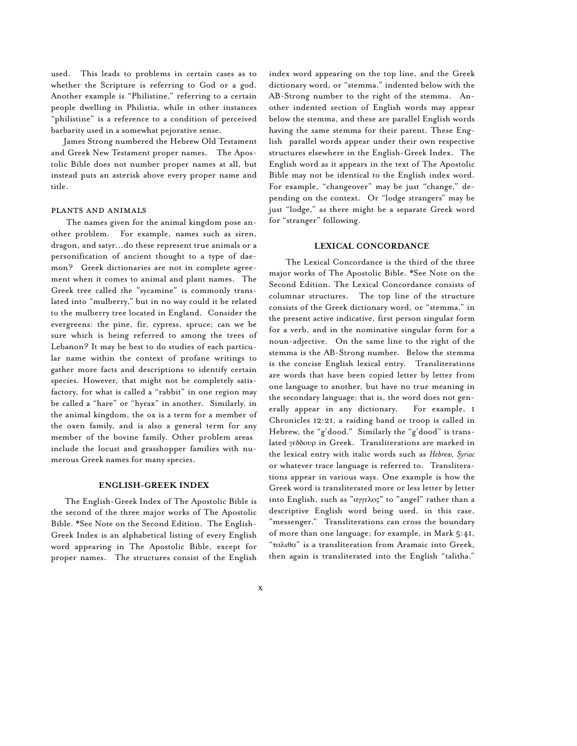used. This leads to problems in certain cases as to whether the Scripture is referring to God or a god. Another example is "Philistine," referring to a certain people dwelling in Philistia, while in other instances "philistine" is a reference to a condition of perceived barbarity used in a somewhat pejorative sense.

James Strong numbered the Hebrew Old Testament and Greek New Testament proper names. The Apostolic Bible does not number proper names at all, but instead puts an asterisk above every proper name and title.

#### PLANTS AND ANIMALS

The names given for the animal kingdom pose another problem. For example, names such as siren, dragon, and satyr...do these represent true animals or a personification of ancient thought to a type of daemon? Greek dictionaries are not in complete agreement when it comes to animal and plant names. The Greek tree called the "sycamine" is commonly translated into "mulberry," but in no way could it be related to the mulberry tree located in England. Consider the evergreens: the pine, fir, cypress, spruce; can we be sure which is being referred to among the trees of Lebanon? It may be best to do studies of each particular name within the context of profane writings to gather more facts and descriptions to identify certain species. However, that might not be completely satisfactory, for what is called a "rabbit" in one region may be called a "hare" or "hyrax" in another. Similarly, in the animal kingdom, the ox is a term for a member of the oxen family, and is also a general term for any member of the bovine family. Other problem areas include the locust and grasshopper families with numerous Greek names for many species.

### ENGLISH-GREEK INDEX

The English-Greek Index of The Apostolic Bible is the second of the three major works of The Apostolic Bible. *See Note on the Second Edition. The English-Greek Index is an alphabetical listing of every English word appearing in The Apostolic Bible, except for proper names. The structures consist of the English index word appearing on the top line, and the Greek dictionary word, or "stemma," indented below with the AB-Strong number to the right of the stemma. Another indented section of English words may appear below the stemma, and these are parallel English words having the same stemma for their parent. These English parallel words appear under their own respective structures elsewhere in the English-Greek Index. The English word as it appears in the text of The Apostolic Bible may not be identical to the English index word. For example, "changeover" may be just "change," depending on the context. Or "lodge strangers" may be just "lodge," as there might be a separate Greek word for "stranger" following.

### LEXICAL CONCORDANCE

The Lexical Concordance is the third of the three major works of The Apostolic Bible. *See Note on the Second Edition. The Lexical Concordance consists of columnar structures. The top line of the structure consists of the Greek dictionary word, or "stemma," in the present active indicative, first person singular form for a verb, and in the nominative singular form for a noun-adjective. On the same line to the right of the stemma is the AB-Strong number. Below the stemma is the concise English lexical entry. Transliterations are words that have been copied letter by letter from one language to another, but have no true meaning in the secondary language; that is, the word does not generally appear in any dictionary. For example, 1 Chronicles 12:21, a raiding band or troop is called in Hebrew, the "g'dood." Similarly the "g'dood" is translated γεδδουρ in Greek. Transliterations are marked in the lexical entry with italic words such as *Hebrew, Syriac* or whatever trace language is referred to. Transliterations appear in various ways. One example is how the Greek word is transliterated more or less letter by letter into English, such as "αγγελος" to "angel" rather than a descriptive English word being used, in this case, "messenger." Transliterations can cross the boundary of more than one language; for example, in Mark 5:41, "ταλιθα" is a transliteration from Aramaic into Greek, then again is transliterated into the English "talitha."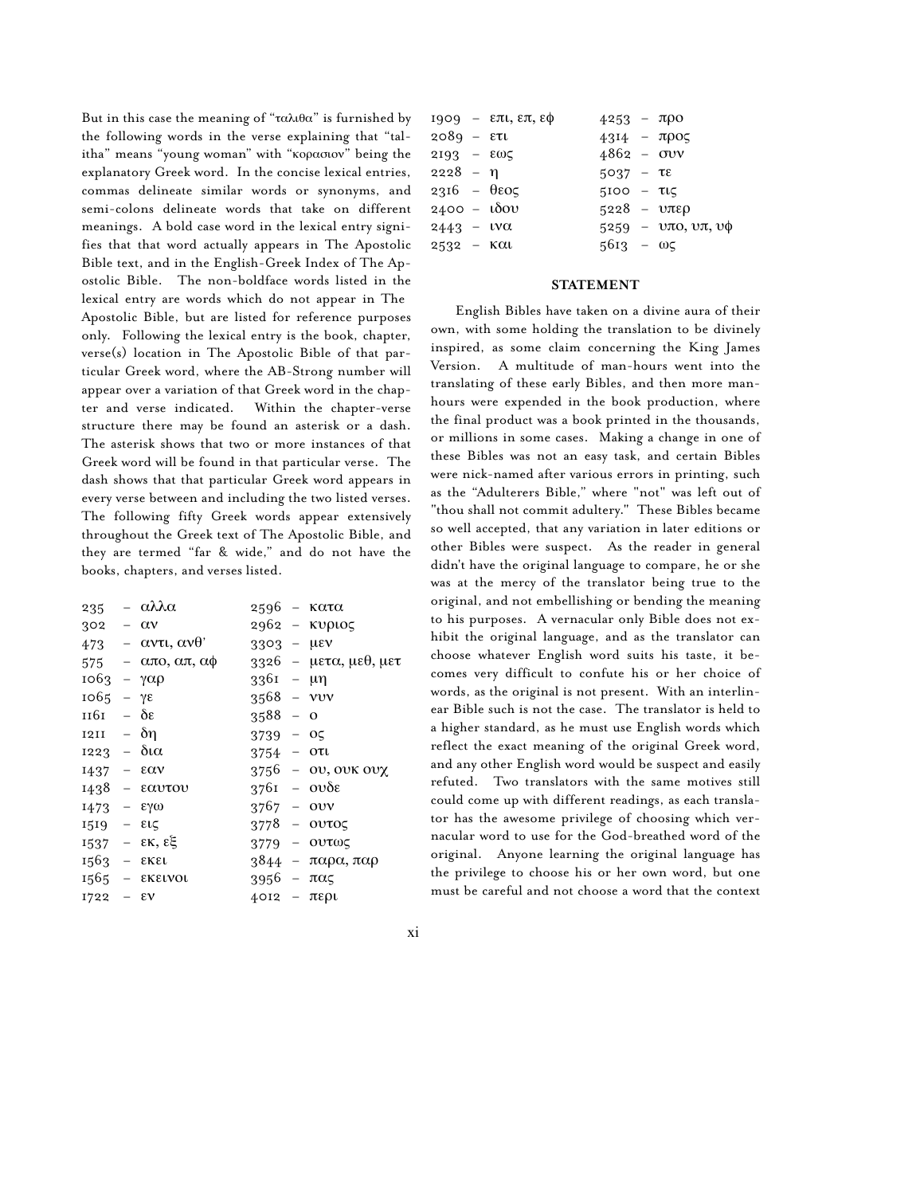But in this case the meaning of "ταλιθα" is furnished by the following words in the verse explaining that "talitha" means "young woman" with "κορασιον" being the explanatory Greek word. In the concise lexical entries, commas delineate similar words or synonyms, and semi-colons delineate words that take on different meanings. A bold case word in the lexical entry signifies that that word actually appears in The Apostolic Bible text, and in the English-Greek Index of The Apostolic Bible. The non-boldface words listed in the lexical entry are words which do not appear in The Apostolic Bible, but are listed for reference purposes only. Following the lexical entry is the book, chapter, verse(s) location in The Apostolic Bible of that particular Greek word, where the AB-Strong number will appear over a variation of that Greek word in the chapter and verse indicated. Within the chapter-verse structure there may be found an asterisk or a dash. The asterisk shows that two or more instances of that Greek word will be found in that particular verse. The dash shows that that particular Greek word appears in every verse between and including the two listed verses. The following fifty Greek words appear extensively throughout the Greek text of The Apostolic Bible, and they are termed "far & wide," and do not have the books, chapters, and verses listed.

235 – αλλα
302 – αν
473 – αντι, ανθ'
575 – απο, απ, αφ
1063 – γαρ
1065 – γε
1161 – δε
1211 – δη
1223 – δια
1437 – εαν
1438 – εαυτου
1473 – εγω
1519 – εις
1537 – εκ, εξ
1563 – εκει
1565 – εκεινοι
1722 – εν
2596 – κατα
2962 – κυριος
3303 – μεν
3326 – μετα, μεθ, μετ
3361 – μη
3568 – νυν
3588 – ο
3739 – ος
3754 – οτι
3756 – ου, ουκ ουχ
3761 – ουδε
3767 – ουν
3778 – ουτος
3779 – ουτως
3844 – παρα, παρ
3956 – πας
4012 – περι
1909 – επι, επ, εφ
2089 – ετι
2193 – εως
2228 – η
2316 – θεος
2400 – ιδου
2443 – ινα
2532 – και
4253 – προ
4314 – προς
4862 – συν
5037 – τε
5100 – τις
5228 – υπερ
5259 – υπο, υπ, υφ
5613 – ως

## STATEMENT

English Bibles have taken on a divine aura of their own, with some holding the translation to be divinely inspired, as some claim concerning the King James Version. A multitude of man-hours went into the translating of these early Bibles, and then more man-hours were expended in the book production, where the final product was a book printed in the thousands, or millions in some cases. Making a change in one of these Bibles was not an easy task, and certain Bibles were nick-named after various errors in printing, such as the "Adulterers Bible," where "not" was left out of "thou shall not commit adultery." These Bibles became so well accepted, that any variation in later editions or other Bibles were suspect. As the reader in general didn't have the original language to compare, he or she was at the mercy of the translator being true to the original, and not embellishing or bending the meaning to his purposes. A vernacular only Bible does not exhibit the original language, and as the translator can choose whatever English word suits his taste, it becomes very difficult to confute his or her choice of words, as the original is not present. With an interlinear Bible such is not the case. The translator is held to a higher standard, as he must use English words which reflect the exact meaning of the original Greek word, and any other English word would be suspect and easily refuted. Two translators with the same motives still could come up with different readings, as each translator has the awesome privilege of choosing which vernacular word to use for the God-breathed word of the original. Anyone learning the original language has the privilege to choose his or her own word, but one must be careful and not choose a word that the context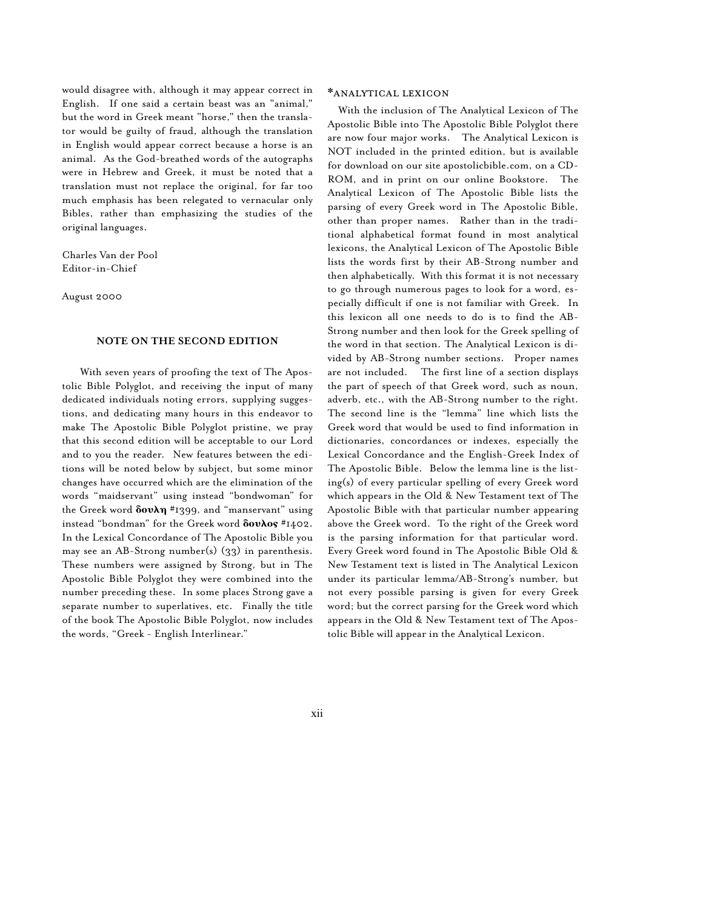would disagree with, although it may appear correct in English. If one said a certain beast was an "animal," but the word in Greek meant "horse," then the translator would be guilty of fraud, although the translation in English would appear correct because a horse is an animal. As the God-breathed words of the autographs were in Hebrew and Greek, it must be noted that a translation must not replace the original, for far too much emphasis has been relegated to vernacular only Bibles, rather than emphasizing the studies of the original languages.

Charles Van der Pool
Editor-in-Chief

August 2000

### NOTE ON THE SECOND EDITION

With seven years of proofing the text of The Apostolic Bible Polyglot, and receiving the input of many dedicated individuals noting errors, supplying suggestions, and dedicating many hours in this endeavor to make The Apostolic Bible Polyglot pristine, we pray that this second edition will be acceptable to our Lord and to you the reader. New features between the editions will be noted below by subject, but some minor changes have occurred which are the elimination of the words "maidservant" using instead "bondwoman" for the Greek word **δουλη** #1399, and "manservant" using instead "bondman" for the Greek word **δουλος** #1402. In the Lexical Concordance of The Apostolic Bible you may see an AB-Strong number(s) (33) in parenthesis. These numbers were assigned by Strong, but in The Apostolic Bible Polyglot they were combined into the number preceding these. In some places Strong gave a separate number to superlatives, etc. Finally the title of the book The Apostolic Bible Polyglot, now includes the words, "Greek - English Interlinear."

### *ANALYTICAL LEXICON

With the inclusion of The Analytical Lexicon of The Apostolic Bible into The Apostolic Bible Polyglot there are now four major works. The Analytical Lexicon is NOT included in the printed edition, but is available for download on our site apostolicbible.com, on a CD-ROM, and in print on our online Bookstore. The Analytical Lexicon of The Apostolic Bible lists the parsing of every Greek word in The Apostolic Bible, other than proper names. Rather than in the traditional alphabetical format found in most analytical lexicons, the Analytical Lexicon of The Apostolic Bible lists the words first by their AB-Strong number and then alphabetically. With this format it is not necessary to go through numerous pages to look for a word, especially difficult if one is not familiar with Greek. In this lexicon all one needs to do is to find the AB-Strong number and then look for the Greek spelling of the word in that section. The Analytical Lexicon is divided by AB-Strong number sections. Proper names are not included. The first line of a section displays the part of speech of that Greek word, such as noun, adverb, etc., with the AB-Strong number to the right. The second line is the "lemma" line which lists the Greek word that would be used to find information in dictionaries, concordances or indexes, especially the Lexical Concordance and the English-Greek Index of The Apostolic Bible. Below the lemma line is the listing(s) of every particular spelling of every Greek word which appears in the Old & New Testament text of The Apostolic Bible with that particular number appearing above the Greek word. To the right of the Greek word is the parsing information for that particular word. Every Greek word found in The Apostolic Bible Old & New Testament text is listed in The Analytical Lexicon under its particular lemma/AB-Strong's number, but not every possible parsing is given for every Greek word; but the correct parsing for the Greek word which appears in the Old & New Testament text of The Apostolic Bible will appear in the Analytical Lexicon.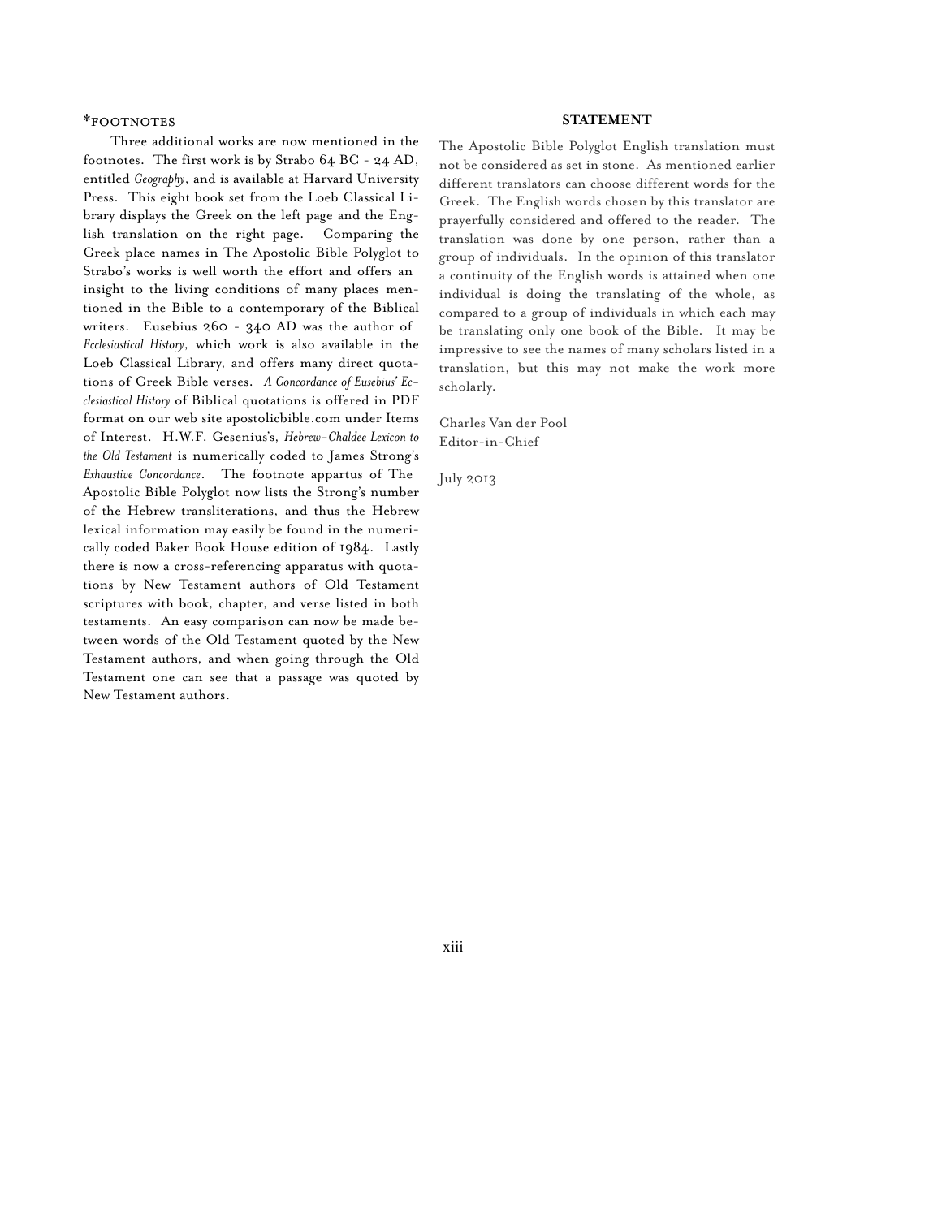### *FOOTNOTES

Three additional works are now mentioned in the footnotes. The first work is by Strabo 64 BC - 24 AD, entitled *Geography*, and is available at Harvard University Press. This eight book set from the Loeb Classical Library displays the Greek on the left page and the English translation on the right page. Comparing the Greek place names in The Apostolic Bible Polyglot to Strabo's works is well worth the effort and offers an insight to the living conditions of many places mentioned in the Bible to a contemporary of the Biblical writers. Eusebius 260 - 340 AD was the author of *Ecclesiastical History*, which work is also available in the Loeb Classical Library, and offers many direct quotations of Greek Bible verses. *A Concordance of Eusebius' Ecclesiastical History* of Biblical quotations is offered in PDF format on our web site apostolicbible.com under Items of Interest. H.W.F. Gesenius's, *Hebrew-Chaldee Lexicon to the Old Testament* is numerically coded to James Strong's *Exhaustive Concordance*. The footnote appartus of The Apostolic Bible Polyglot now lists the Strong's number of the Hebrew transliterations, and thus the Hebrew lexical information may easily be found in the numerically coded Baker Book House edition of 1984. Lastly there is now a cross-referencing apparatus with quotations by New Testament authors of Old Testament scriptures with book, chapter, and verse listed in both testaments. An easy comparison can now be made between words of the Old Testament quoted by the New Testament authors, and when going through the Old Testament one can see that a passage was quoted by New Testament authors.

### STATEMENT

The Apostolic Bible Polyglot English translation must not be considered as set in stone. As mentioned earlier different translators can choose different words for the Greek. The English words chosen by this translator are prayerfully considered and offered to the reader. The translation was done by one person, rather than a group of individuals. In the opinion of this translator a continuity of the English words is attained when one individual is doing the translating of the whole, as compared to a group of individuals in which each may be translating only one book of the Bible. It may be impressive to see the names of many scholars listed in a translation, but this may not make the work more scholarly.

Charles Van der Pool
Editor-in-Chief

July 2013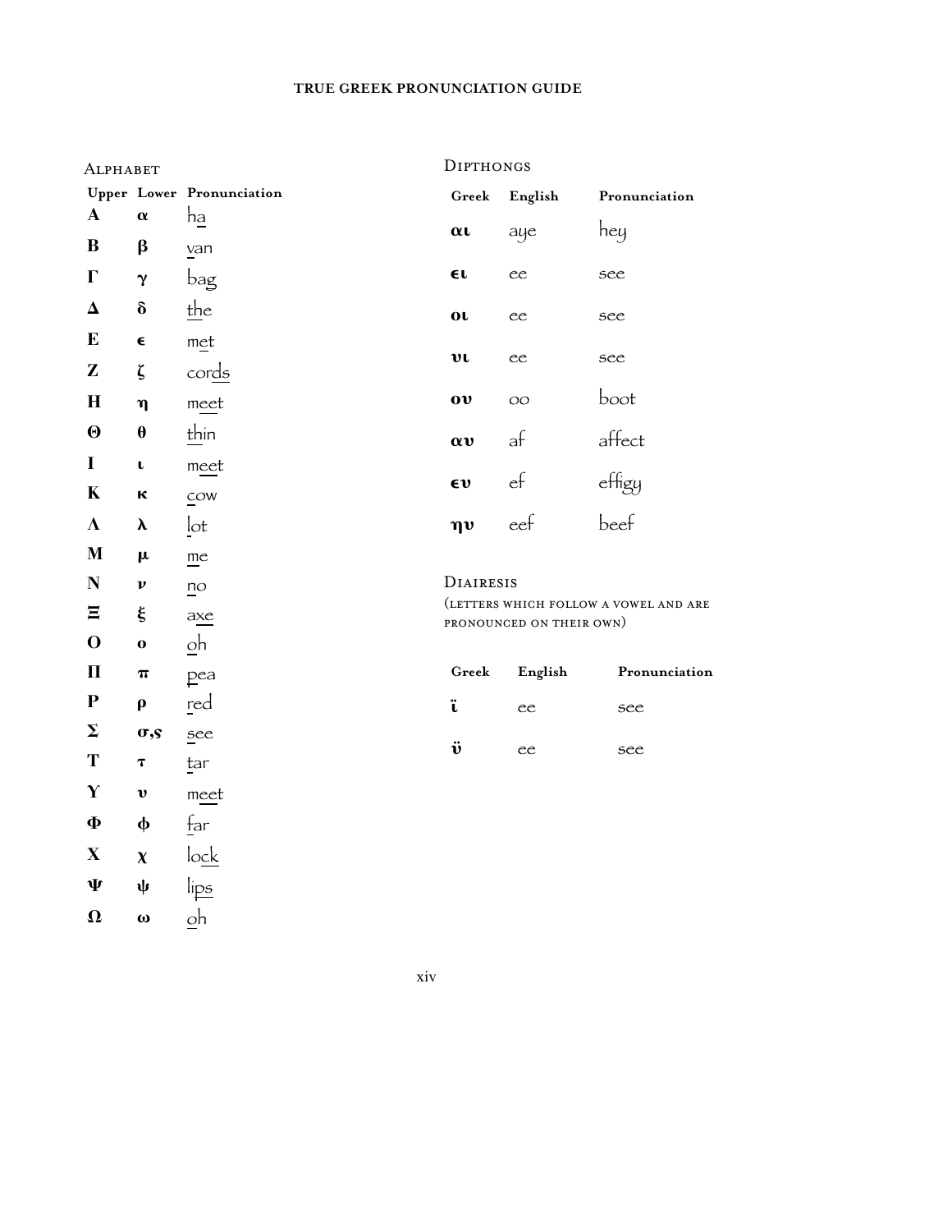# TRUE GREEK PRONUNCIATION GUIDE

## Alphabet

| Upper | Lower | Pronunciation |
|---|---|---|
| Α | α | ha |
| Β | β | van |
| Γ | γ | bag |
| Δ | δ | the |
| Ε | ϵ | met |
| Ζ | ζ | cords |
| Η | η | meet |
| Θ | θ | thin |
| Ι | ι | meet |
| Κ | κ | cow |
| Λ | λ | lot |
| Μ | μ | me |
| Ν | ν | no |
| Ξ | ξ | axe |
| Ο | ο | oh |
| Π | π | pea |
| Ρ | ρ | red |
| Σ | σ,ς | see |
| Τ | τ | tar |
| Υ | υ | meet |
| Φ | ϕ | far |
| Χ | χ | lock |
| Ψ | ψ | lips |
| Ω | ω | oh |

## Dipthongs

| Greek | English | Pronunciation |
|---|---|---|
| αι | aye | hey |
| ϵι | ee | see |
| οι | ee | see |
| υι | ee | see |
| ου | oo | boot |
| αυ | af | affect |
| ϵυ | ef | effigy |
| ηυ | eef | beef |

## Diairesis

(letters which follow a vowel and are pronounced on their own)

| Greek | English | Pronunciation |
|---|---|---|
| ϊ | ee | see |
| ϋ | ee | see |